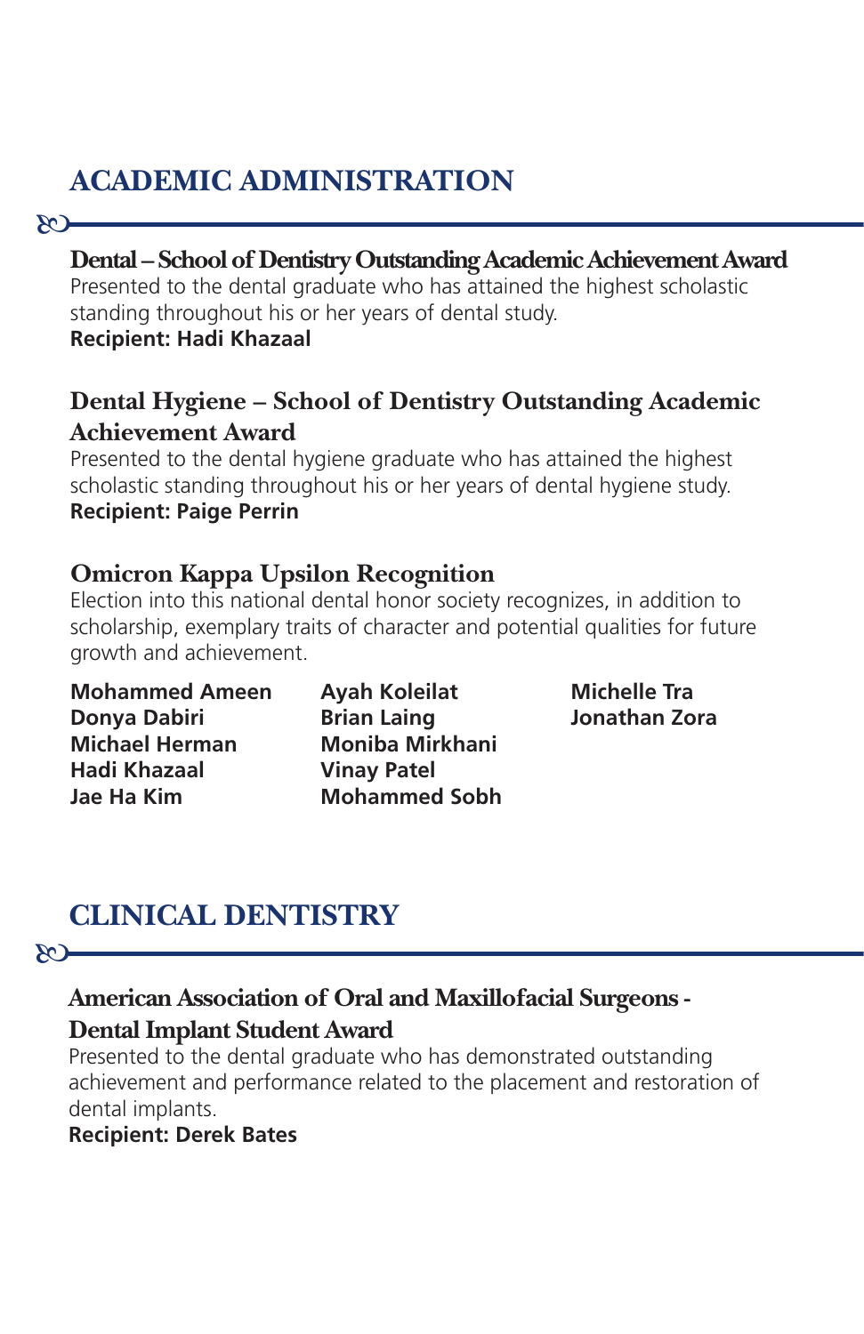## ACADEMIC ADMINISTRATION

### Dental – School of Dentistry Outstanding Academic Achievement Award

Presented to the dental graduate who has attained the highest scholastic standing throughout his or her years of dental study.

**Recipient: Hadi Khazaal**

### Dental Hygiene – School of Dentistry Outstanding Academic Achievement Award

Presented to the dental hygiene graduate who has attained the highest scholastic standing throughout his or her years of dental hygiene study.

**Recipient: Paige Perrin**

### Omicron Kappa Upsilon Recognition

Election into this national dental honor society recognizes, in addition to scholarship, exemplary traits of character and potential qualities for future growth and achievement.

**Mohammed Ameen**
**Donya Dabiri**
**Michael Herman**
**Hadi Khazaal**
**Jae Ha Kim**
**Ayah Koleilat**
**Brian Laing**
**Moniba Mirkhani**
**Vinay Patel**
**Mohammed Sobh**
**Michelle Tra**
**Jonathan Zora**

## CLINICAL DENTISTRY

### American Association of Oral and Maxillofacial Surgeons - Dental Implant Student Award

Presented to the dental graduate who has demonstrated outstanding achievement and performance related to the placement and restoration of dental implants.

**Recipient: Derek Bates**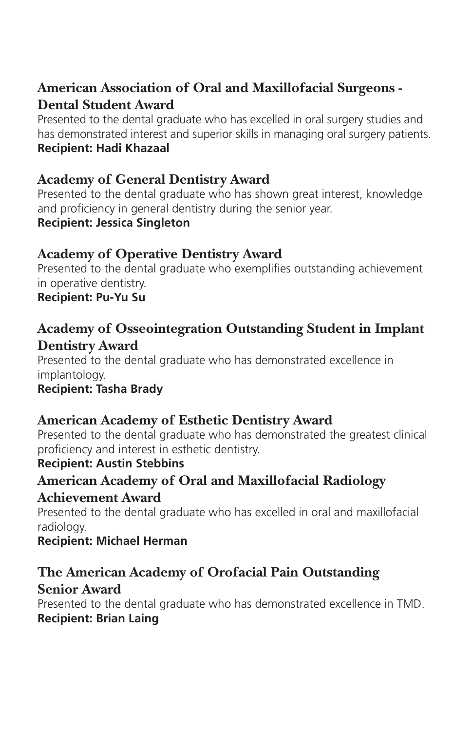## American Association of Oral and Maxillofacial Surgeons - Dental Student Award

Presented to the dental graduate who has excelled in oral surgery studies and has demonstrated interest and superior skills in managing oral surgery patients.

**Recipient: Hadi Khazaal**

## Academy of General Dentistry Award

Presented to the dental graduate who has shown great interest, knowledge and proficiency in general dentistry during the senior year.

**Recipient: Jessica Singleton**

## Academy of Operative Dentistry Award

Presented to the dental graduate who exemplifies outstanding achievement in operative dentistry.

**Recipient: Pu-Yu Su**

## Academy of Osseointegration Outstanding Student in Implant Dentistry Award

Presented to the dental graduate who has demonstrated excellence in implantology.

**Recipient: Tasha Brady**

## American Academy of Esthetic Dentistry Award

Presented to the dental graduate who has demonstrated the greatest clinical proficiency and interest in esthetic dentistry.

**Recipient: Austin Stebbins**

## American Academy of Oral and Maxillofacial Radiology Achievement Award

Presented to the dental graduate who has excelled in oral and maxillofacial radiology.

**Recipient: Michael Herman**

## The American Academy of Orofacial Pain Outstanding Senior Award

Presented to the dental graduate who has demonstrated excellence in TMD.

**Recipient: Brian Laing**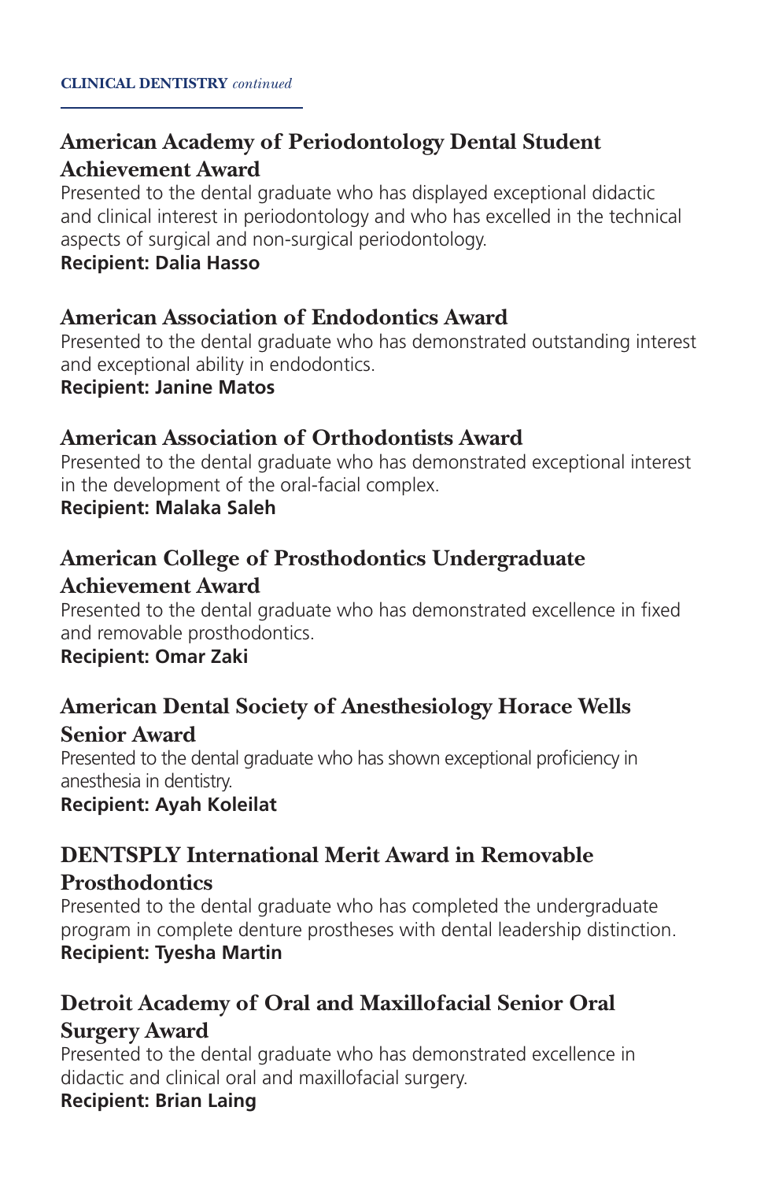## American Academy of Periodontology Dental Student Achievement Award

Presented to the dental graduate who has displayed exceptional didactic and clinical interest in periodontology and who has excelled in the technical aspects of surgical and non-surgical periodontology.

**Recipient: Dalia Hasso**

## American Association of Endodontics Award

Presented to the dental graduate who has demonstrated outstanding interest and exceptional ability in endodontics.

**Recipient: Janine Matos**

## American Association of Orthodontists Award

Presented to the dental graduate who has demonstrated exceptional interest in the development of the oral-facial complex.

**Recipient: Malaka Saleh**

## American College of Prosthodontics Undergraduate Achievement Award

Presented to the dental graduate who has demonstrated excellence in fixed and removable prosthodontics.

**Recipient: Omar Zaki**

## American Dental Society of Anesthesiology Horace Wells Senior Award

Presented to the dental graduate who has shown exceptional proficiency in anesthesia in dentistry.

**Recipient: Ayah Koleilat**

## DENTSPLY International Merit Award in Removable Prosthodontics

Presented to the dental graduate who has completed the undergraduate program in complete denture prostheses with dental leadership distinction.

**Recipient: Tyesha Martin**

## Detroit Academy of Oral and Maxillofacial Senior Oral Surgery Award

Presented to the dental graduate who has demonstrated excellence in didactic and clinical oral and maxillofacial surgery.

**Recipient: Brian Laing**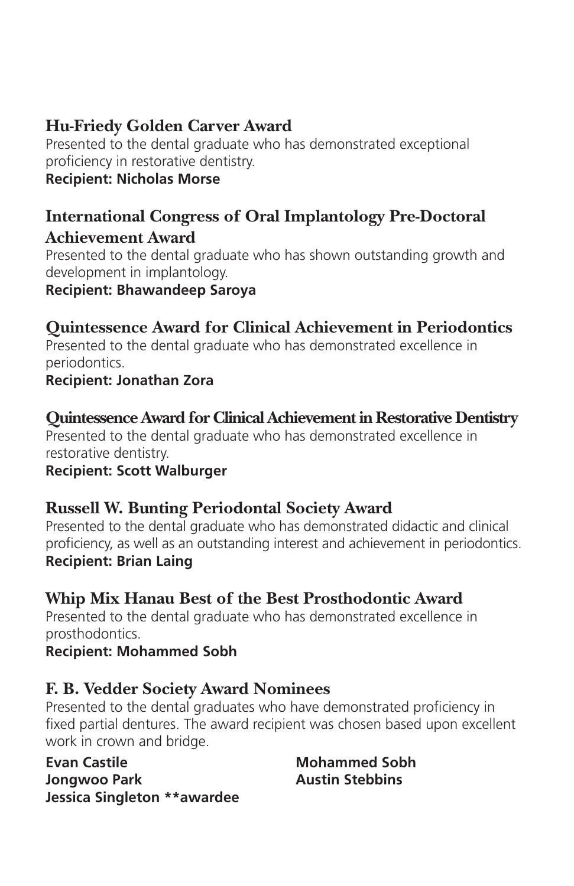### Hu-Friedy Golden Carver Award

Presented to the dental graduate who has demonstrated exceptional proficiency in restorative dentistry.

**Recipient: Nicholas Morse**

### International Congress of Oral Implantology Pre-Doctoral Achievement Award

Presented to the dental graduate who has shown outstanding growth and development in implantology.

**Recipient: Bhawandeep Saroya**

### Quintessence Award for Clinical Achievement in Periodontics

Presented to the dental graduate who has demonstrated excellence in periodontics.

**Recipient: Jonathan Zora**

### Quintessence Award for Clinical Achievement in Restorative Dentistry

Presented to the dental graduate who has demonstrated excellence in restorative dentistry.

**Recipient: Scott Walburger**

### Russell W. Bunting Periodontal Society Award

Presented to the dental graduate who has demonstrated didactic and clinical proficiency, as well as an outstanding interest and achievement in periodontics.

**Recipient: Brian Laing**

### Whip Mix Hanau Best of the Best Prosthodontic Award

Presented to the dental graduate who has demonstrated excellence in prosthodontics.

**Recipient: Mohammed Sobh**

### F. B. Vedder Society Award Nominees

Presented to the dental graduates who have demonstrated proficiency in fixed partial dentures. The award recipient was chosen based upon excellent work in crown and bridge.

**Evan Castile**
**Jongwoo Park**
**Jessica Singleton **awardee**
**Mohammed Sobh**
**Austin Stebbins**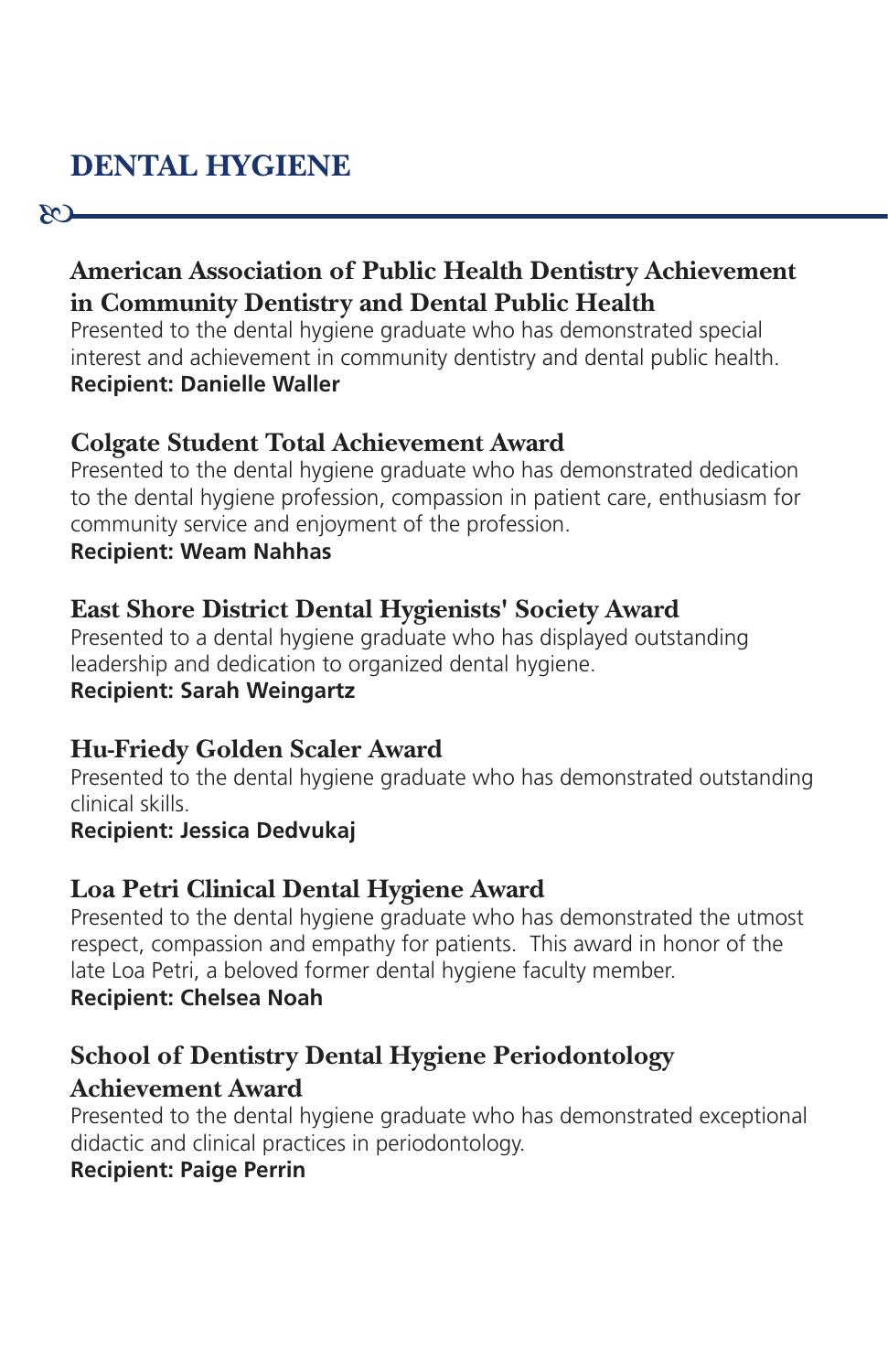# DENTAL HYGIENE

### American Association of Public Health Dentistry Achievement in Community Dentistry and Dental Public Health

Presented to the dental hygiene graduate who has demonstrated special interest and achievement in community dentistry and dental public health.

**Recipient: Danielle Waller**

### Colgate Student Total Achievement Award

Presented to the dental hygiene graduate who has demonstrated dedication to the dental hygiene profession, compassion in patient care, enthusiasm for community service and enjoyment of the profession.

**Recipient: Weam Nahhas**

### East Shore District Dental Hygienists' Society Award

Presented to a dental hygiene graduate who has displayed outstanding leadership and dedication to organized dental hygiene.

**Recipient: Sarah Weingartz**

### Hu-Friedy Golden Scaler Award

Presented to the dental hygiene graduate who has demonstrated outstanding clinical skills.

**Recipient: Jessica Dedvukaj**

### Loa Petri Clinical Dental Hygiene Award

Presented to the dental hygiene graduate who has demonstrated the utmost respect, compassion and empathy for patients.  This award in honor of the late Loa Petri, a beloved former dental hygiene faculty member.

**Recipient: Chelsea Noah**

### School of Dentistry Dental Hygiene Periodontology Achievement Award

Presented to the dental hygiene graduate who has demonstrated exceptional didactic and clinical practices in periodontology.

**Recipient: Paige Perrin**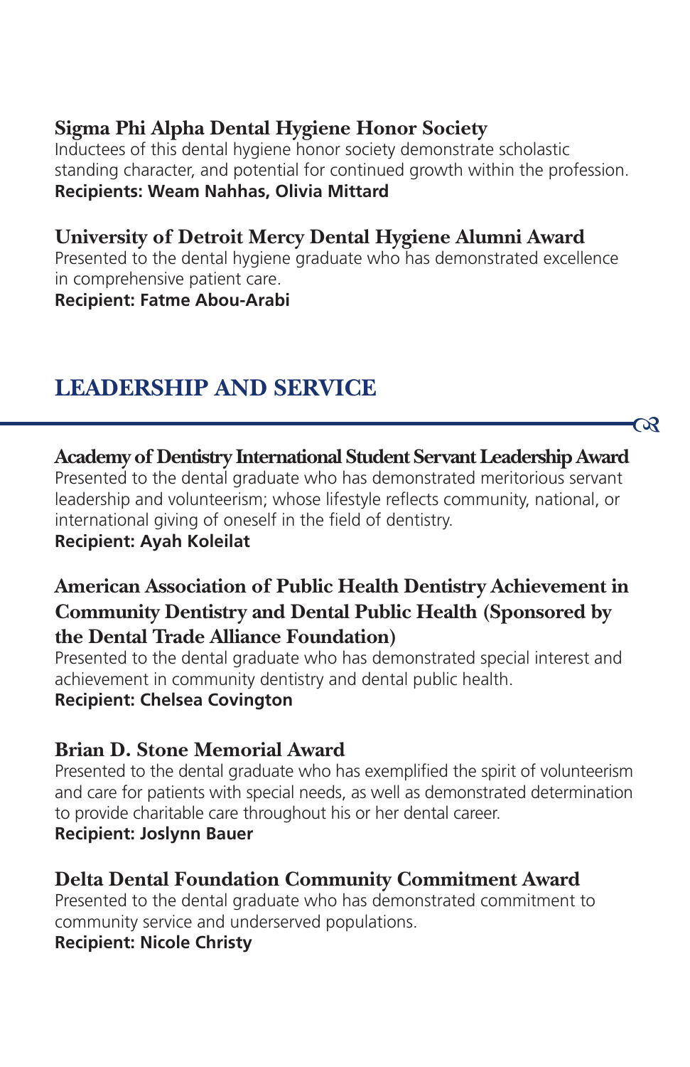### Sigma Phi Alpha Dental Hygiene Honor Society

Inductees of this dental hygiene honor society demonstrate scholastic standing character, and potential for continued growth within the profession.
**Recipients: Weam Nahhas, Olivia Mittard**

### University of Detroit Mercy Dental Hygiene Alumni Award

Presented to the dental hygiene graduate who has demonstrated excellence in comprehensive patient care.
**Recipient: Fatme Abou-Arabi**

## LEADERSHIP AND SERVICE

### Academy of Dentistry International Student Servant Leadership Award

Presented to the dental graduate who has demonstrated meritorious servant leadership and volunteerism; whose lifestyle reflects community, national, or international giving of oneself in the field of dentistry.
**Recipient: Ayah Koleilat**

### American Association of Public Health Dentistry Achievement in Community Dentistry and Dental Public Health (Sponsored by the Dental Trade Alliance Foundation)

Presented to the dental graduate who has demonstrated special interest and achievement in community dentistry and dental public health.
**Recipient: Chelsea Covington**

### Brian D. Stone Memorial Award

Presented to the dental graduate who has exemplified the spirit of volunteerism and care for patients with special needs, as well as demonstrated determination to provide charitable care throughout his or her dental career.
**Recipient: Joslynn Bauer**

### Delta Dental Foundation Community Commitment Award

Presented to the dental graduate who has demonstrated commitment to community service and underserved populations.
**Recipient: Nicole Christy**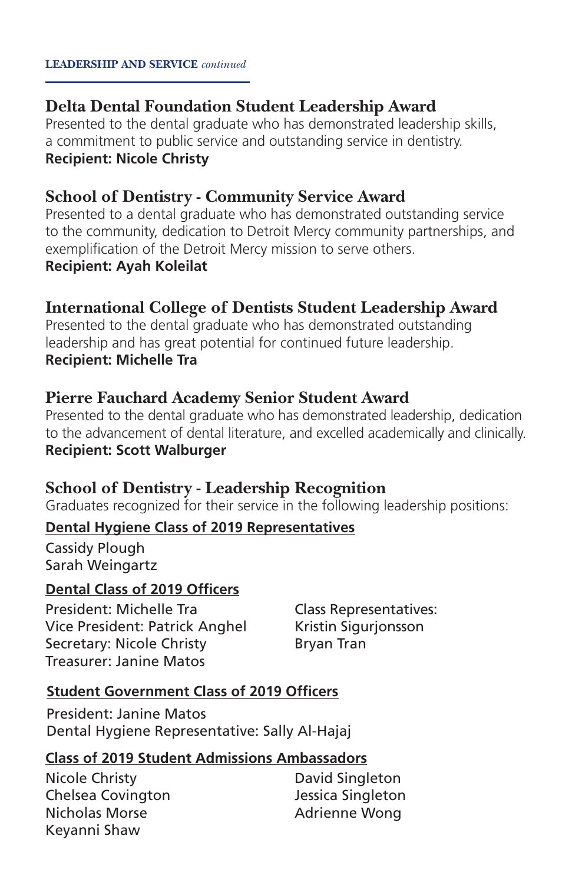**LEADERSHIP AND SERVICE** *continued*

## Delta Dental Foundation Student Leadership Award

Presented to the dental graduate who has demonstrated leadership skills, a commitment to public service and outstanding service in dentistry.
**Recipient: Nicole Christy**

## School of Dentistry - Community Service Award

Presented to a dental graduate who has demonstrated outstanding service to the community, dedication to Detroit Mercy community partnerships, and exemplification of the Detroit Mercy mission to serve others.
**Recipient: Ayah Koleilat**

## International College of Dentists Student Leadership Award

Presented to the dental graduate who has demonstrated outstanding leadership and has great potential for continued future leadership.
**Recipient: Michelle Tra**

## Pierre Fauchard Academy Senior Student Award

Presented to the dental graduate who has demonstrated leadership, dedication to the advancement of dental literature, and excelled academically and clinically.
**Recipient: Scott Walburger**

## School of Dentistry - Leadership Recognition

Graduates recognized for their service in the following leadership positions:

### Dental Hygiene Class of 2019 Representatives

Cassidy Plough
Sarah Weingartz

### Dental Class of 2019 Officers

President: Michelle Tra
Vice President: Patrick Anghel
Secretary: Nicole Christy
Treasurer: Janine Matos

Class Representatives:
Kristin Sigurjonsson
Bryan Tran

### Student Government Class of 2019 Officers

President: Janine Matos
Dental Hygiene Representative: Sally Al-Hajaj

### Class of 2019 Student Admissions Ambassadors

Nicole Christy
Chelsea Covington
Nicholas Morse
Keyanni Shaw
David Singleton
Jessica Singleton
Adrienne Wong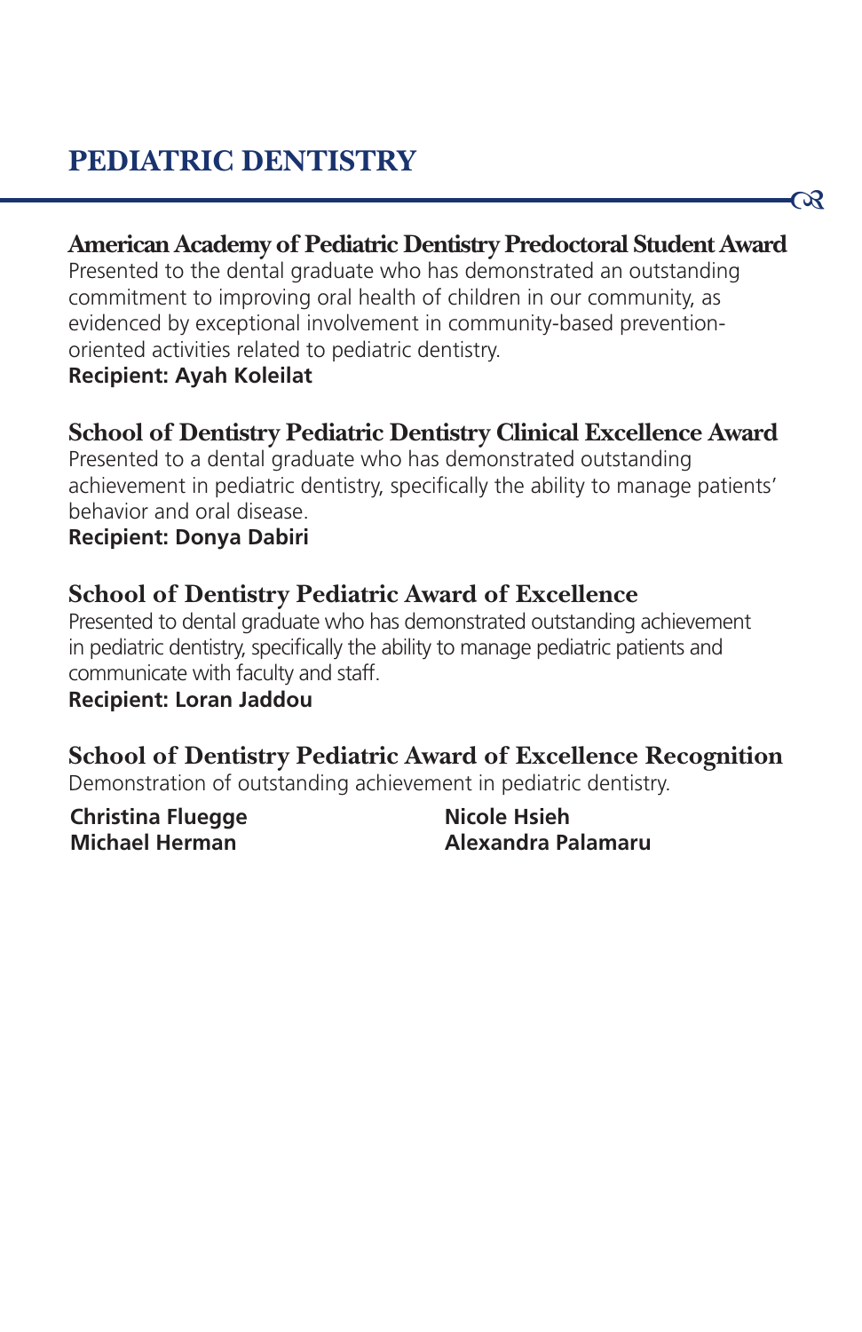# PEDIATRIC DENTISTRY

### American Academy of Pediatric Dentistry Predoctoral Student Award

Presented to the dental graduate who has demonstrated an outstanding commitment to improving oral health of children in our community, as evidenced by exceptional involvement in community-based prevention-oriented activities related to pediatric dentistry.

**Recipient: Ayah Koleilat**

### School of Dentistry Pediatric Dentistry Clinical Excellence Award

Presented to a dental graduate who has demonstrated outstanding achievement in pediatric dentistry, specifically the ability to manage patients' behavior and oral disease.

**Recipient: Donya Dabiri**

### School of Dentistry Pediatric Award of Excellence

Presented to dental graduate who has demonstrated outstanding achievement in pediatric dentistry, specifically the ability to manage pediatric patients and communicate with faculty and staff.

**Recipient: Loran Jaddou**

### School of Dentistry Pediatric Award of Excellence Recognition

Demonstration of outstanding achievement in pediatric dentistry.

**Christina Fluegge**
**Michael Herman**
**Nicole Hsieh**
**Alexandra Palamaru**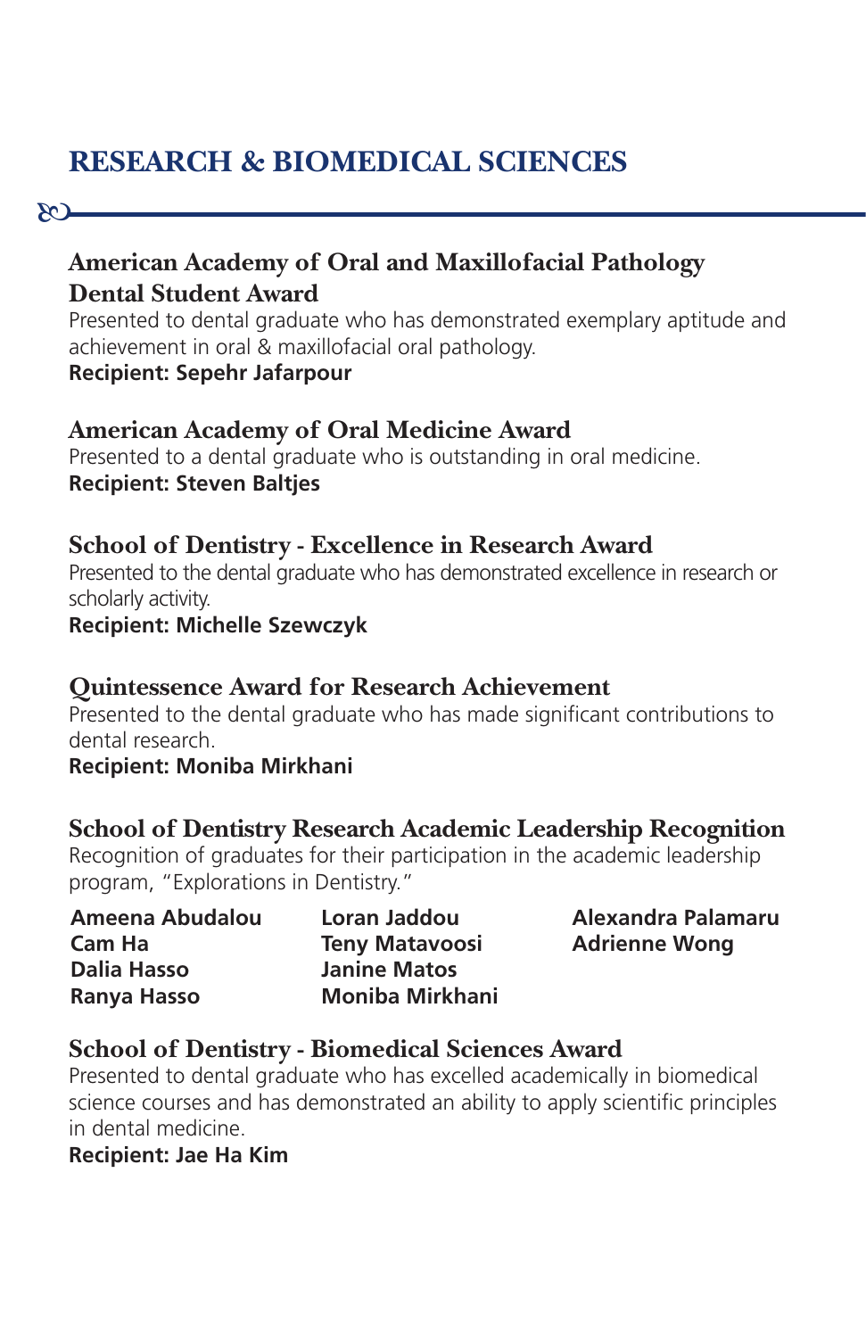# RESEARCH & BIOMEDICAL SCIENCES

## American Academy of Oral and Maxillofacial Pathology Dental Student Award

Presented to dental graduate who has demonstrated exemplary aptitude and achievement in oral & maxillofacial oral pathology.

**Recipient: Sepehr Jafarpour**

## American Academy of Oral Medicine Award

Presented to a dental graduate who is outstanding in oral medicine.

**Recipient: Steven Baltjes**

## School of Dentistry - Excellence in Research Award

Presented to the dental graduate who has demonstrated excellence in research or scholarly activity.

**Recipient: Michelle Szewczyk**

## Quintessence Award for Research Achievement

Presented to the dental graduate who has made significant contributions to dental research.

**Recipient: Moniba Mirkhani**

## School of Dentistry Research Academic Leadership Recognition

Recognition of graduates for their participation in the academic leadership program, "Explorations in Dentistry."

**Ameena Abudalou**
**Cam Ha**
**Dalia Hasso**
**Ranya Hasso**
**Loran Jaddou**
**Teny Matavoosi**
**Janine Matos**
**Moniba Mirkhani**
**Alexandra Palamaru**
**Adrienne Wong**

## School of Dentistry - Biomedical Sciences Award

Presented to dental graduate who has excelled academically in biomedical science courses and has demonstrated an ability to apply scientific principles in dental medicine.

**Recipient: Jae Ha Kim**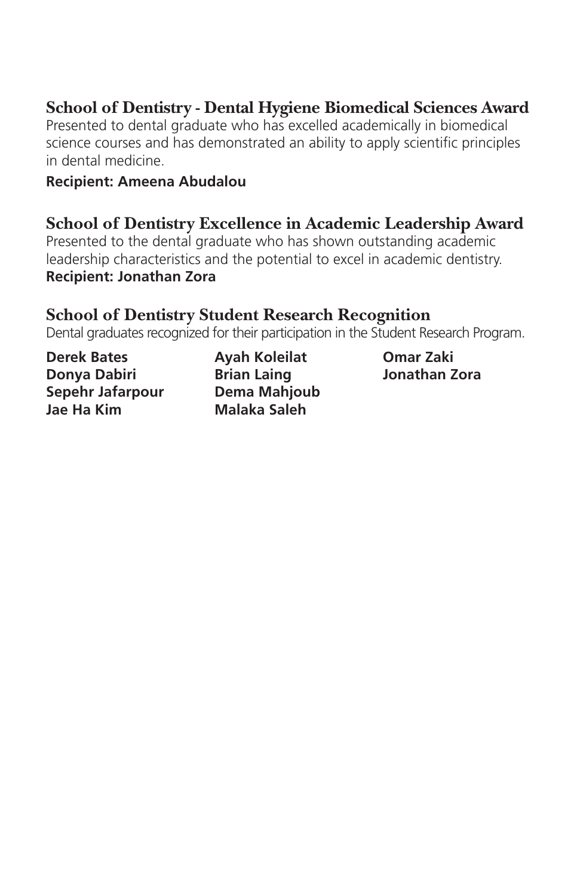## School of Dentistry - Dental Hygiene Biomedical Sciences Award

Presented to dental graduate who has excelled academically in biomedical science courses and has demonstrated an ability to apply scientific principles in dental medicine.

**Recipient: Ameena Abudalou**

## School of Dentistry Excellence in Academic Leadership Award

Presented to the dental graduate who has shown outstanding academic leadership characteristics and the potential to excel in academic dentistry.

**Recipient: Jonathan Zora**

## School of Dentistry Student Research Recognition

Dental graduates recognized for their participation in the Student Research Program.

**Derek Bates**
**Donya Dabiri**
**Sepehr Jafarpour**
**Jae Ha Kim**
**Ayah Koleilat**
**Brian Laing**
**Dema Mahjoub**
**Malaka Saleh**
**Omar Zaki**
**Jonathan Zora**